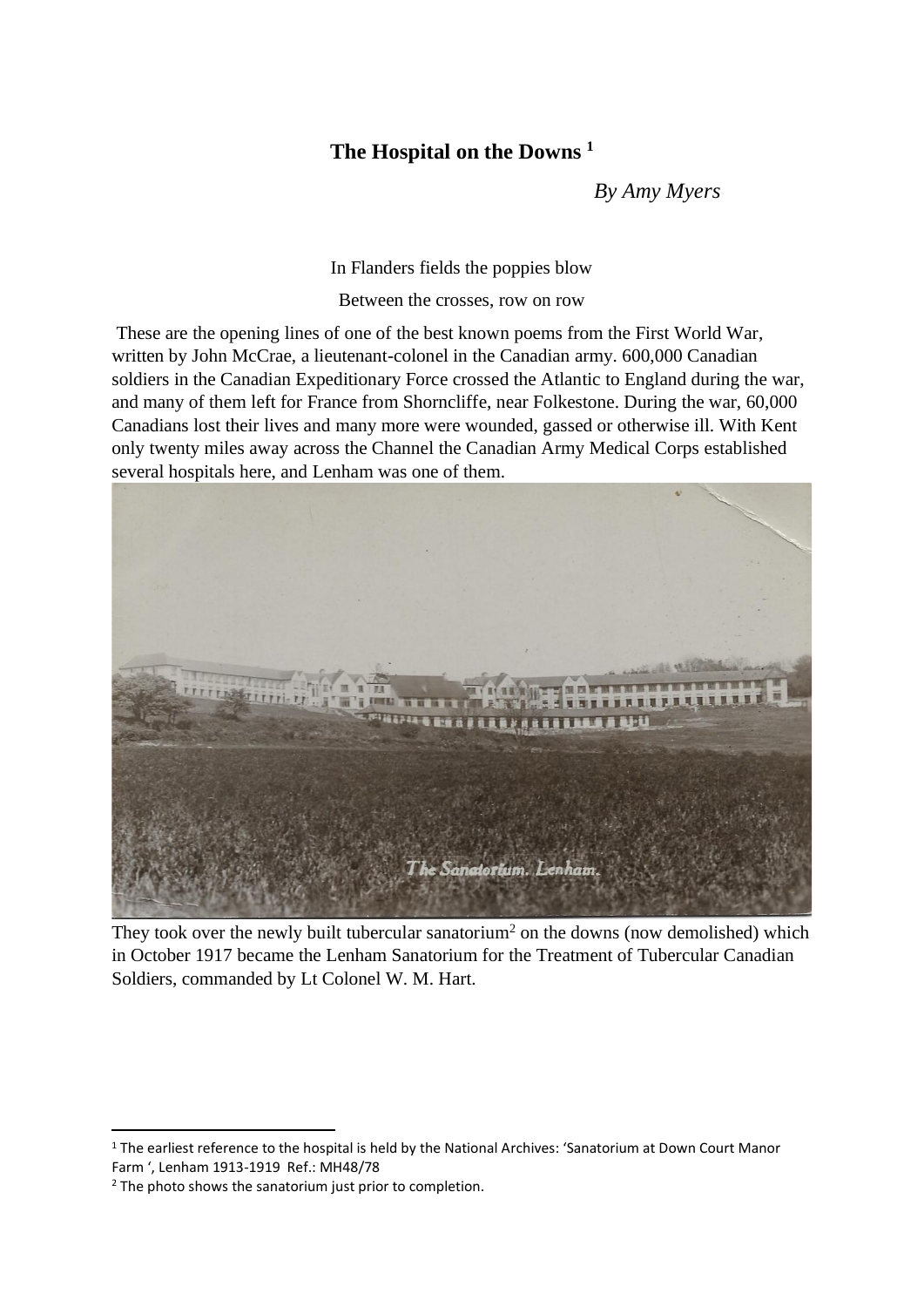# The Hospital on the Downs [1]

*By Amy Myers*

In Flanders fields the poppies blow

Between the crosses, row on row

These are the opening lines of one of the best known poems from the First World War, written by John McCrae, a lieutenant-colonel in the Canadian army. 600,000 Canadian soldiers in the Canadian Expeditionary Force crossed the Atlantic to England during the war, and many of them left for France from Shorncliffe, near Folkestone. During the war, 60,000 Canadians lost their lives and many more were wounded, gassed or otherwise ill. With Kent only twenty miles away across the Channel the Canadian Army Medical Corps established several hospitals here, and Lenham was one of them.

They took over the newly built tubercular sanatorium[2] on the downs (now demolished) which in October 1917 became the Lenham Sanatorium for the Treatment of Tubercular Canadian Soldiers, commanded by Lt Colonel W. M. Hart.

---

[1] The earliest reference to the hospital is held by the National Archives: 'Sanatorium at Down Court Manor Farm ', Lenham 1913-1919 Ref.: MH48/78

[2] The photo shows the sanatorium just prior to completion.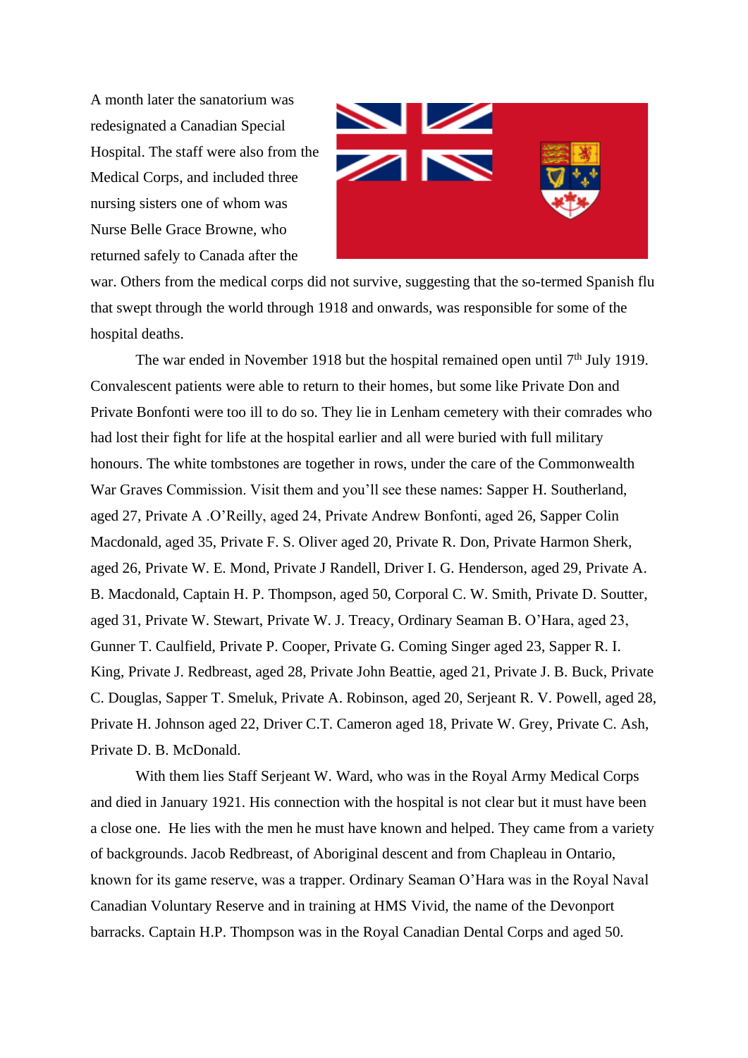A month later the sanatorium was redesignated a Canadian Special Hospital. The staff were also from the Medical Corps, and included three nursing sisters one of whom was Nurse Belle Grace Browne, who returned safely to Canada after the war. Others from the medical corps did not survive, suggesting that the so-termed Spanish flu that swept through the world through 1918 and onwards, was responsible for some of the hospital deaths.

The war ended in November 1918 but the hospital remained open until 7th July 1919. Convalescent patients were able to return to their homes, but some like Private Don and Private Bonfonti were too ill to do so. They lie in Lenham cemetery with their comrades who had lost their fight for life at the hospital earlier and all were buried with full military honours. The white tombstones are together in rows, under the care of the Commonwealth War Graves Commission. Visit them and you'll see these names: Sapper H. Southerland, aged 27, Private A .O'Reilly, aged 24, Private Andrew Bonfonti, aged 26, Sapper Colin Macdonald, aged 35, Private F. S. Oliver aged 20, Private R. Don, Private Harmon Sherk, aged 26, Private W. E. Mond, Private J Randell, Driver I. G. Henderson, aged 29, Private A. B. Macdonald, Captain H. P. Thompson, aged 50, Corporal C. W. Smith, Private D. Soutter, aged 31, Private W. Stewart, Private W. J. Treacy, Ordinary Seaman B. O'Hara, aged 23, Gunner T. Caulfield, Private P. Cooper, Private G. Coming Singer aged 23, Sapper R. I. King, Private J. Redbreast, aged 28, Private John Beattie, aged 21, Private J. B. Buck, Private C. Douglas, Sapper T. Smeluk, Private A. Robinson, aged 20, Serjeant R. V. Powell, aged 28, Private H. Johnson aged 22, Driver C.T. Cameron aged 18, Private W. Grey, Private C. Ash, Private D. B. McDonald.

With them lies Staff Serjeant W. Ward, who was in the Royal Army Medical Corps and died in January 1921. His connection with the hospital is not clear but it must have been a close one. He lies with the men he must have known and helped. They came from a variety of backgrounds. Jacob Redbreast, of Aboriginal descent and from Chapleau in Ontario, known for its game reserve, was a trapper. Ordinary Seaman O'Hara was in the Royal Naval Canadian Voluntary Reserve and in training at HMS Vivid, the name of the Devonport barracks. Captain H.P. Thompson was in the Royal Canadian Dental Corps and aged 50.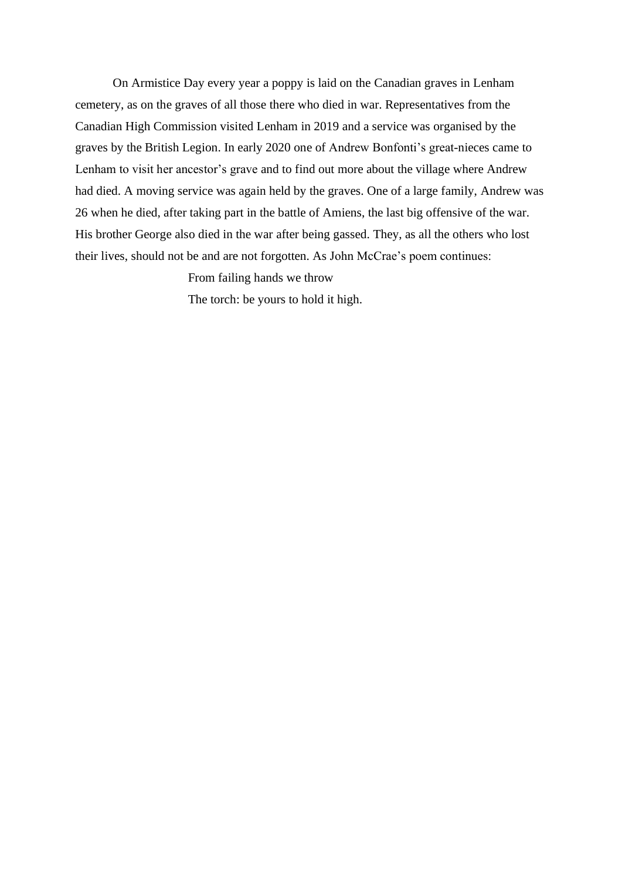On Armistice Day every year a poppy is laid on the Canadian graves in Lenham cemetery, as on the graves of all those there who died in war. Representatives from the Canadian High Commission visited Lenham in 2019 and a service was organised by the graves by the British Legion. In early 2020 one of Andrew Bonfonti's great-nieces came to Lenham to visit her ancestor's grave and to find out more about the village where Andrew had died. A moving service was again held by the graves. One of a large family, Andrew was 26 when he died, after taking part in the battle of Amiens, the last big offensive of the war. His brother George also died in the war after being gassed. They, as all the others who lost their lives, should not be and are not forgotten. As John McCrae's poem continues:

> From failing hands we throw
> The torch: be yours to hold it high.